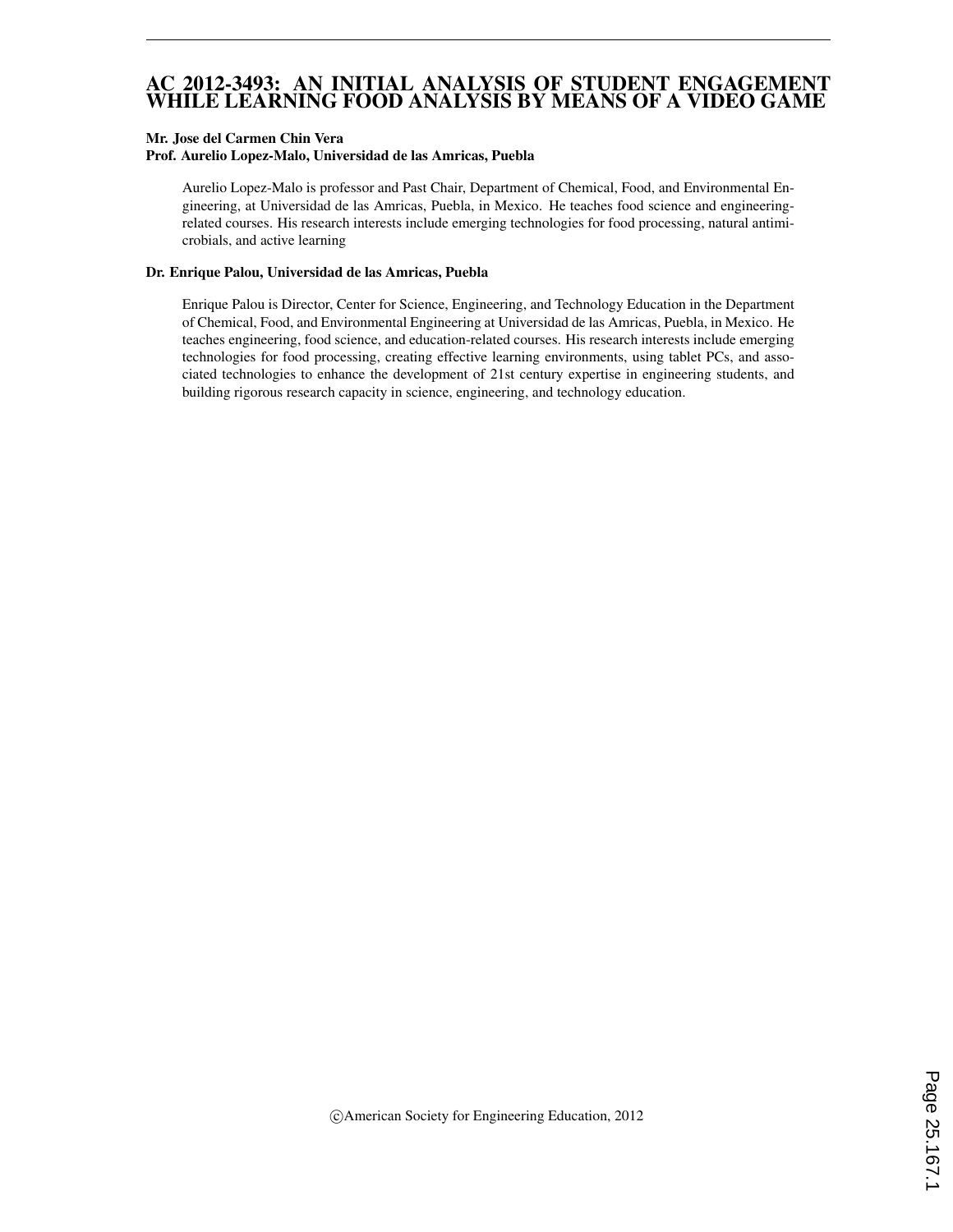# AC 2012-3493: AN INITIAL ANALYSIS OF STUDENT ENGAGEMENT WHILE LEARNING FOOD ANALYSIS BY MEANS OF A VIDEO GAME

**Mr. Jose del Carmen Chin Vera**

**Prof. Aurelio Lopez-Malo, Universidad de las Amricas, Puebla**

Aurelio Lopez-Malo is professor and Past Chair, Department of Chemical, Food, and Environmental Engineering, at Universidad de las Amricas, Puebla, in Mexico. He teaches food science and engineering-related courses. His research interests include emerging technologies for food processing, natural antimicrobials, and active learning

**Dr. Enrique Palou, Universidad de las Amricas, Puebla**

Enrique Palou is Director, Center for Science, Engineering, and Technology Education in the Department of Chemical, Food, and Environmental Engineering at Universidad de las Amricas, Puebla, in Mexico. He teaches engineering, food science, and education-related courses. His research interests include emerging technologies for food processing, creating effective learning environments, using tablet PCs, and associated technologies to enhance the development of 21st century expertise in engineering students, and building rigorous research capacity in science, engineering, and technology education.

©American Society for Engineering Education, 2012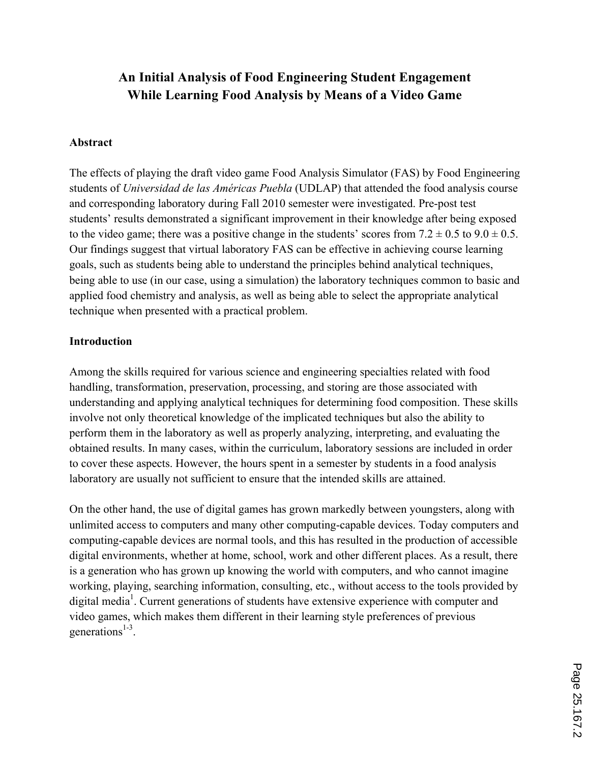# An Initial Analysis of Food Engineering Student Engagement While Learning Food Analysis by Means of a Video Game

## Abstract

The effects of playing the draft video game Food Analysis Simulator (FAS) by Food Engineering students of *Universidad de las Américas Puebla* (UDLAP) that attended the food analysis course and corresponding laboratory during Fall 2010 semester were investigated. Pre-post test students' results demonstrated a significant improvement in their knowledge after being exposed to the video game; there was a positive change in the students' scores from $7.2 \pm 0.5$ to $9.0 \pm 0.5$. Our findings suggest that virtual laboratory FAS can be effective in achieving course learning goals, such as students being able to understand the principles behind analytical techniques, being able to use (in our case, using a simulation) the laboratory techniques common to basic and applied food chemistry and analysis, as well as being able to select the appropriate analytical technique when presented with a practical problem.

## Introduction

Among the skills required for various science and engineering specialties related with food handling, transformation, preservation, processing, and storing are those associated with understanding and applying analytical techniques for determining food composition. These skills involve not only theoretical knowledge of the implicated techniques but also the ability to perform them in the laboratory as well as properly analyzing, interpreting, and evaluating the obtained results. In many cases, within the curriculum, laboratory sessions are included in order to cover these aspects. However, the hours spent in a semester by students in a food analysis laboratory are usually not sufficient to ensure that the intended skills are attained.

On the other hand, the use of digital games has grown markedly between youngsters, along with unlimited access to computers and many other computing-capable devices. Today computers and computing-capable devices are normal tools, and this has resulted in the production of accessible digital environments, whether at home, school, work and other different places. As a result, there is a generation who has grown up knowing the world with computers, and who cannot imagine working, playing, searching information, consulting, etc., without access to the tools provided by digital media[1]. Current generations of students have extensive experience with computer and video games, which makes them different in their learning style preferences of previous generations[1-3].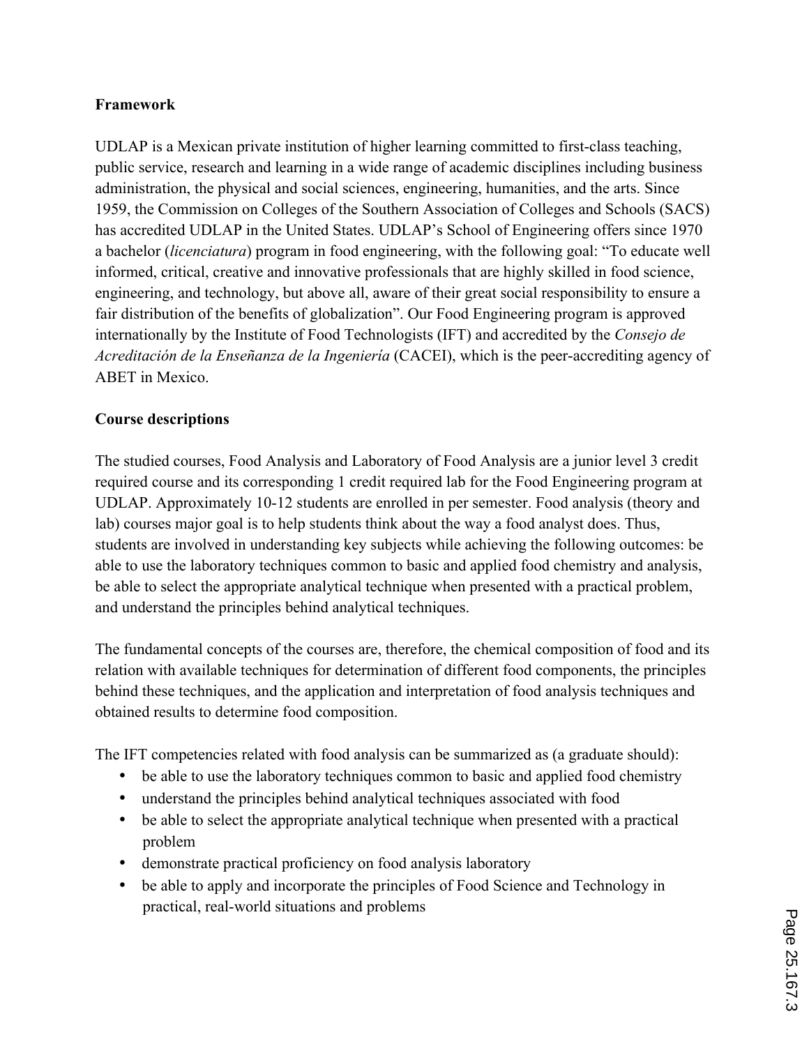**Framework**

UDLAP is a Mexican private institution of higher learning committed to first-class teaching, public service, research and learning in a wide range of academic disciplines including business administration, the physical and social sciences, engineering, humanities, and the arts. Since 1959, the Commission on Colleges of the Southern Association of Colleges and Schools (SACS) has accredited UDLAP in the United States. UDLAP's School of Engineering offers since 1970 a bachelor (*licenciatura*) program in food engineering, with the following goal: "To educate well informed, critical, creative and innovative professionals that are highly skilled in food science, engineering, and technology, but above all, aware of their great social responsibility to ensure a fair distribution of the benefits of globalization". Our Food Engineering program is approved internationally by the Institute of Food Technologists (IFT) and accredited by the *Consejo de Acreditación de la Enseñanza de la Ingeniería* (CACEI), which is the peer-accrediting agency of ABET in Mexico.

**Course descriptions**

The studied courses, Food Analysis and Laboratory of Food Analysis are a junior level 3 credit required course and its corresponding 1 credit required lab for the Food Engineering program at UDLAP. Approximately 10-12 students are enrolled in per semester. Food analysis (theory and lab) courses major goal is to help students think about the way a food analyst does. Thus, students are involved in understanding key subjects while achieving the following outcomes: be able to use the laboratory techniques common to basic and applied food chemistry and analysis, be able to select the appropriate analytical technique when presented with a practical problem, and understand the principles behind analytical techniques.

The fundamental concepts of the courses are, therefore, the chemical composition of food and its relation with available techniques for determination of different food components, the principles behind these techniques, and the application and interpretation of food analysis techniques and obtained results to determine food composition.

The IFT competencies related with food analysis can be summarized as (a graduate should):

- be able to use the laboratory techniques common to basic and applied food chemistry
- understand the principles behind analytical techniques associated with food
- be able to select the appropriate analytical technique when presented with a practical problem
- demonstrate practical proficiency on food analysis laboratory
- be able to apply and incorporate the principles of Food Science and Technology in practical, real-world situations and problems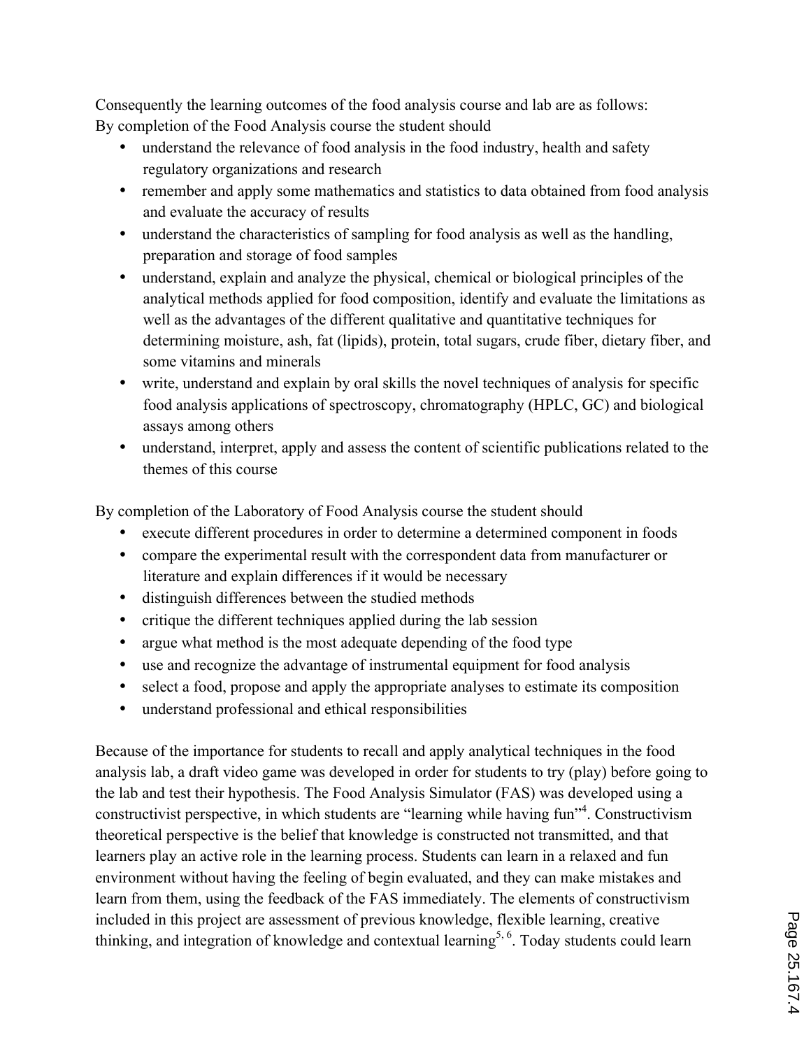Consequently the learning outcomes of the food analysis course and lab are as follows:
By completion of the Food Analysis course the student should

- understand the relevance of food analysis in the food industry, health and safety regulatory organizations and research
- remember and apply some mathematics and statistics to data obtained from food analysis and evaluate the accuracy of results
- understand the characteristics of sampling for food analysis as well as the handling, preparation and storage of food samples
- understand, explain and analyze the physical, chemical or biological principles of the analytical methods applied for food composition, identify and evaluate the limitations as well as the advantages of the different qualitative and quantitative techniques for determining moisture, ash, fat (lipids), protein, total sugars, crude fiber, dietary fiber, and some vitamins and minerals
- write, understand and explain by oral skills the novel techniques of analysis for specific food analysis applications of spectroscopy, chromatography (HPLC, GC) and biological assays among others
- understand, interpret, apply and assess the content of scientific publications related to the themes of this course

By completion of the Laboratory of Food Analysis course the student should

- execute different procedures in order to determine a determined component in foods
- compare the experimental result with the correspondent data from manufacturer or literature and explain differences if it would be necessary
- distinguish differences between the studied methods
- critique the different techniques applied during the lab session
- argue what method is the most adequate depending of the food type
- use and recognize the advantage of instrumental equipment for food analysis
- select a food, propose and apply the appropriate analyses to estimate its composition
- understand professional and ethical responsibilities

Because of the importance for students to recall and apply analytical techniques in the food analysis lab, a draft video game was developed in order for students to try (play) before going to the lab and test their hypothesis. The Food Analysis Simulator (FAS) was developed using a constructivist perspective, in which students are "learning while having fun"[4]. Constructivism theoretical perspective is the belief that knowledge is constructed not transmitted, and that learners play an active role in the learning process. Students can learn in a relaxed and fun environment without having the feeling of begin evaluated, and they can make mistakes and learn from them, using the feedback of the FAS immediately. The elements of constructivism included in this project are assessment of previous knowledge, flexible learning, creative thinking, and integration of knowledge and contextual learning[5, 6]. Today students could learn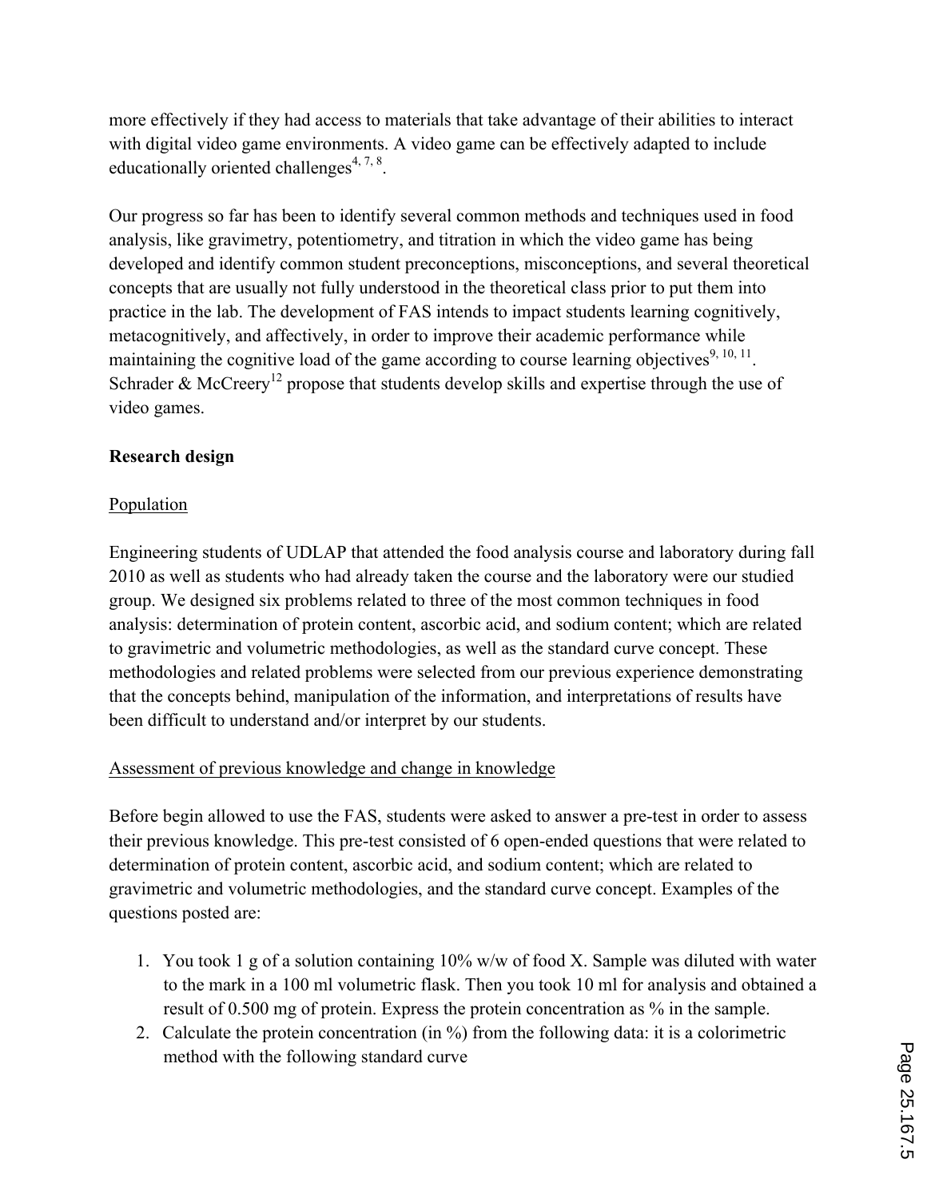more effectively if they had access to materials that take advantage of their abilities to interact with digital video game environments. A video game can be effectively adapted to include educationally oriented challenges[4, 7, 8].

Our progress so far has been to identify several common methods and techniques used in food analysis, like gravimetry, potentiometry, and titration in which the video game has being developed and identify common student preconceptions, misconceptions, and several theoretical concepts that are usually not fully understood in the theoretical class prior to put them into practice in the lab. The development of FAS intends to impact students learning cognitively, metacognitively, and affectively, in order to improve their academic performance while maintaining the cognitive load of the game according to course learning objectives[9, 10, 11]. Schrader & McCreery[12] propose that students develop skills and expertise through the use of video games.

## Research design

### Population

Engineering students of UDLAP that attended the food analysis course and laboratory during fall 2010 as well as students who had already taken the course and the laboratory were our studied group. We designed six problems related to three of the most common techniques in food analysis: determination of protein content, ascorbic acid, and sodium content; which are related to gravimetric and volumetric methodologies, as well as the standard curve concept. These methodologies and related problems were selected from our previous experience demonstrating that the concepts behind, manipulation of the information, and interpretations of results have been difficult to understand and/or interpret by our students.

### Assessment of previous knowledge and change in knowledge

Before begin allowed to use the FAS, students were asked to answer a pre-test in order to assess their previous knowledge. This pre-test consisted of 6 open-ended questions that were related to determination of protein content, ascorbic acid, and sodium content; which are related to gravimetric and volumetric methodologies, and the standard curve concept. Examples of the questions posted are:

1. You took 1 g of a solution containing 10% w/w of food X. Sample was diluted with water to the mark in a 100 ml volumetric flask. Then you took 10 ml for analysis and obtained a result of 0.500 mg of protein. Express the protein concentration as % in the sample.
2. Calculate the protein concentration (in %) from the following data: it is a colorimetric method with the following standard curve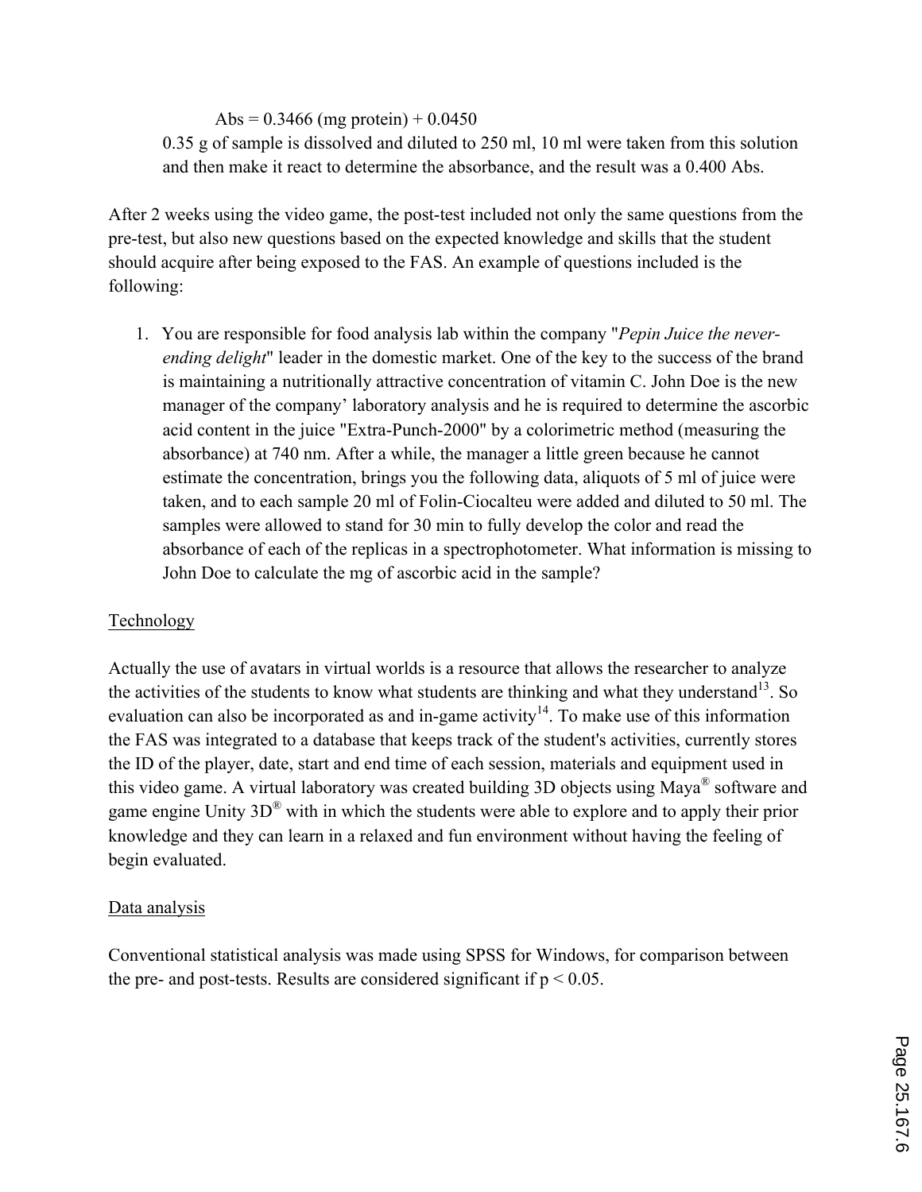$$Abs = 0.3466 \text{ (mg protein)} + 0.0450$$

0.35 g of sample is dissolved and diluted to 250 ml, 10 ml were taken from this solution and then make it react to determine the absorbance, and the result was a 0.400 Abs.

After 2 weeks using the video game, the post-test included not only the same questions from the pre-test, but also new questions based on the expected knowledge and skills that the student should acquire after being exposed to the FAS. An example of questions included is the following:

1. You are responsible for food analysis lab within the company "*Pepin Juice the never-ending delight*" leader in the domestic market. One of the key to the success of the brand is maintaining a nutritionally attractive concentration of vitamin C. John Doe is the new manager of the company' laboratory analysis and he is required to determine the ascorbic acid content in the juice "Extra-Punch-2000" by a colorimetric method (measuring the absorbance) at 740 nm. After a while, the manager a little green because he cannot estimate the concentration, brings you the following data, aliquots of 5 ml of juice were taken, and to each sample 20 ml of Folin-Ciocalteu were added and diluted to 50 ml. The samples were allowed to stand for 30 min to fully develop the color and read the absorbance of each of the replicas in a spectrophotometer. What information is missing to John Doe to calculate the mg of ascorbic acid in the sample?

Technology

Actually the use of avatars in virtual worlds is a resource that allows the researcher to analyze the activities of the students to know what students are thinking and what they understand[13]. So evaluation can also be incorporated as and in-game activity[14]. To make use of this information the FAS was integrated to a database that keeps track of the student's activities, currently stores the ID of the player, date, start and end time of each session, materials and equipment used in this video game. A virtual laboratory was created building 3D objects using Maya® software and game engine Unity 3D® with in which the students were able to explore and to apply their prior knowledge and they can learn in a relaxed and fun environment without having the feeling of begin evaluated.

Data analysis

Conventional statistical analysis was made using SPSS for Windows, for comparison between the pre- and post-tests. Results are considered significant if $p < 0.05$.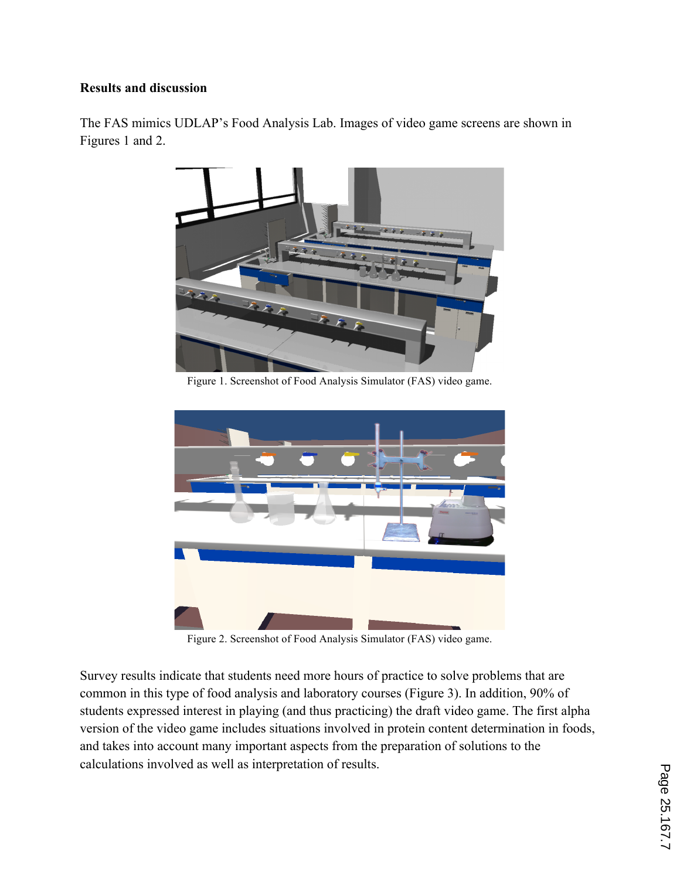## Results and discussion

The FAS mimics UDLAP's Food Analysis Lab. Images of video game screens are shown in Figures 1 and 2.

Figure 1. Screenshot of Food Analysis Simulator (FAS) video game.

Figure 2. Screenshot of Food Analysis Simulator (FAS) video game.

Survey results indicate that students need more hours of practice to solve problems that are common in this type of food analysis and laboratory courses (Figure 3). In addition, 90% of students expressed interest in playing (and thus practicing) the draft video game. The first alpha version of the video game includes situations involved in protein content determination in foods, and takes into account many important aspects from the preparation of solutions to the calculations involved as well as interpretation of results.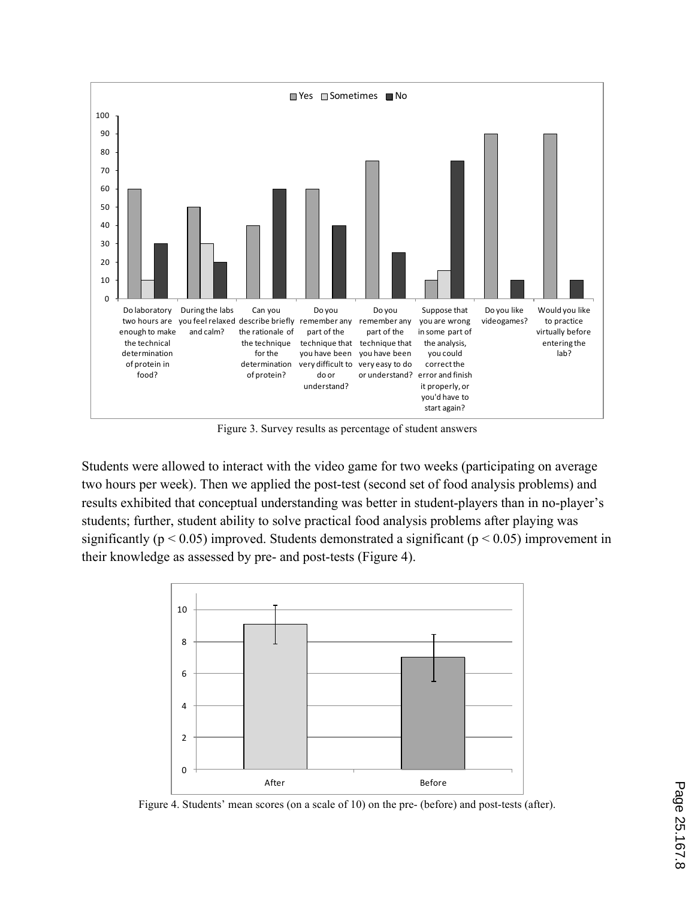Figure 3. Survey results as percentage of student answers

Students were allowed to interact with the video game for two weeks (participating on average two hours per week). Then we applied the post-test (second set of food analysis problems) and results exhibited that conceptual understanding was better in student-players than in no-player's students; further, student ability to solve practical food analysis problems after playing was significantly ($p < 0.05$) improved. Students demonstrated a significant ($p < 0.05$) improvement in their knowledge as assessed by pre- and post-tests (Figure 4).

Figure 4. Students' mean scores (on a scale of 10) on the pre- (before) and post-tests (after).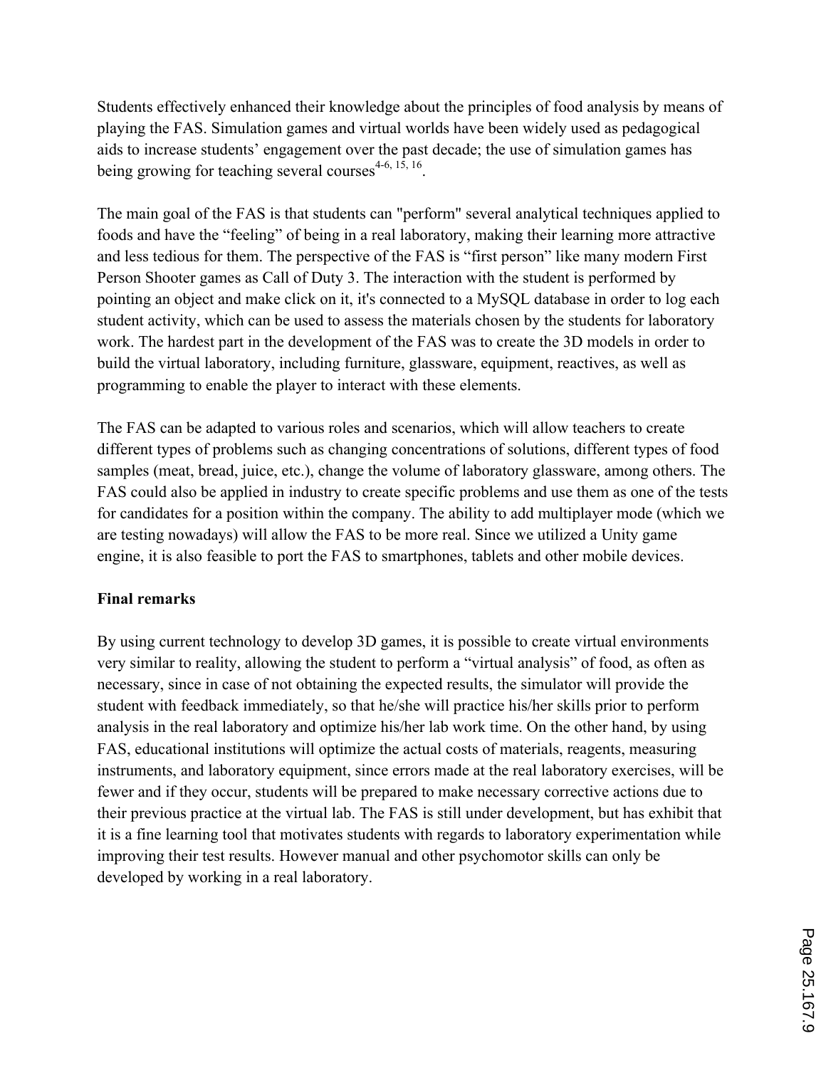Students effectively enhanced their knowledge about the principles of food analysis by means of playing the FAS. Simulation games and virtual worlds have been widely used as pedagogical aids to increase students' engagement over the past decade; the use of simulation games has being growing for teaching several courses[4-6, 15, 16].

The main goal of the FAS is that students can "perform" several analytical techniques applied to foods and have the "feeling" of being in a real laboratory, making their learning more attractive and less tedious for them. The perspective of the FAS is "first person" like many modern First Person Shooter games as Call of Duty 3. The interaction with the student is performed by pointing an object and make click on it, it's connected to a MySQL database in order to log each student activity, which can be used to assess the materials chosen by the students for laboratory work. The hardest part in the development of the FAS was to create the 3D models in order to build the virtual laboratory, including furniture, glassware, equipment, reactives, as well as programming to enable the player to interact with these elements.

The FAS can be adapted to various roles and scenarios, which will allow teachers to create different types of problems such as changing concentrations of solutions, different types of food samples (meat, bread, juice, etc.), change the volume of laboratory glassware, among others. The FAS could also be applied in industry to create specific problems and use them as one of the tests for candidates for a position within the company. The ability to add multiplayer mode (which we are testing nowadays) will allow the FAS to be more real. Since we utilized a Unity game engine, it is also feasible to port the FAS to smartphones, tablets and other mobile devices.

**Final remarks**

By using current technology to develop 3D games, it is possible to create virtual environments very similar to reality, allowing the student to perform a "virtual analysis" of food, as often as necessary, since in case of not obtaining the expected results, the simulator will provide the student with feedback immediately, so that he/she will practice his/her skills prior to perform analysis in the real laboratory and optimize his/her lab work time. On the other hand, by using FAS, educational institutions will optimize the actual costs of materials, reagents, measuring instruments, and laboratory equipment, since errors made at the real laboratory exercises, will be fewer and if they occur, students will be prepared to make necessary corrective actions due to their previous practice at the virtual lab. The FAS is still under development, but has exhibit that it is a fine learning tool that motivates students with regards to laboratory experimentation while improving their test results. However manual and other psychomotor skills can only be developed by working in a real laboratory.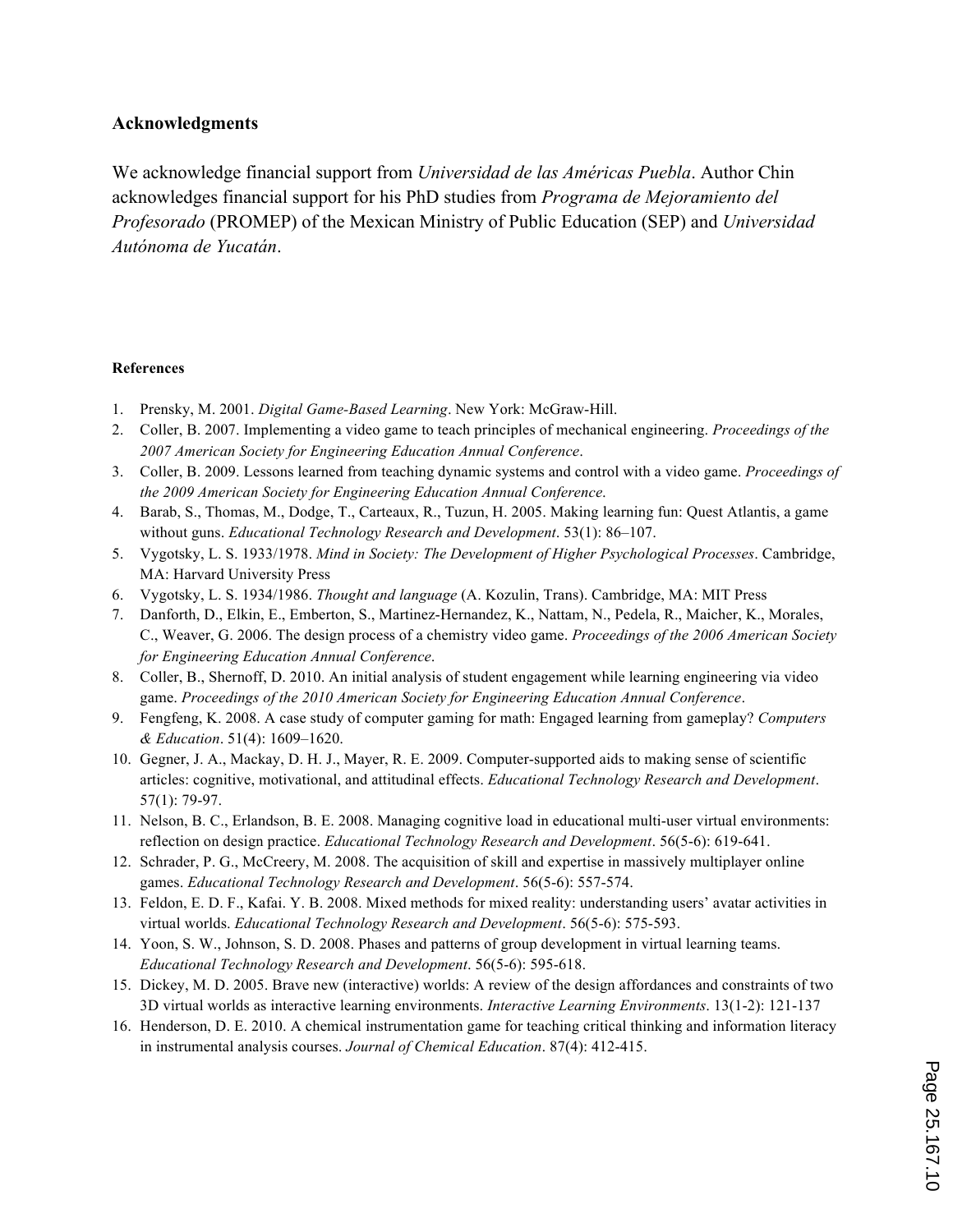## Acknowledgments

We acknowledge financial support from *Universidad de las Américas Puebla*. Author Chin acknowledges financial support for his PhD studies from *Programa de Mejoramiento del Profesorado* (PROMEP) of the Mexican Ministry of Public Education (SEP) and *Universidad Autónoma de Yucatán*.

### References

1. Prensky, M. 2001. *Digital Game-Based Learning*. New York: McGraw-Hill.
2. Coller, B. 2007. Implementing a video game to teach principles of mechanical engineering. *Proceedings of the 2007 American Society for Engineering Education Annual Conference*.
3. Coller, B. 2009. Lessons learned from teaching dynamic systems and control with a video game. *Proceedings of the 2009 American Society for Engineering Education Annual Conference*.
4. Barab, S., Thomas, M., Dodge, T., Carteaux, R., Tuzun, H. 2005. Making learning fun: Quest Atlantis, a game without guns. *Educational Technology Research and Development*. 53(1): 86–107.
5. Vygotsky, L. S. 1933/1978. *Mind in Society: The Development of Higher Psychological Processes*. Cambridge, MA: Harvard University Press
6. Vygotsky, L. S. 1934/1986. *Thought and language* (A. Kozulin, Trans). Cambridge, MA: MIT Press
7. Danforth, D., Elkin, E., Emberton, S., Martinez-Hernandez, K., Nattam, N., Pedela, R., Maicher, K., Morales, C., Weaver, G. 2006. The design process of a chemistry video game. *Proceedings of the 2006 American Society for Engineering Education Annual Conference*.
8. Coller, B., Shernoff, D. 2010. An initial analysis of student engagement while learning engineering via video game. *Proceedings of the 2010 American Society for Engineering Education Annual Conference*.
9. Fengfeng, K. 2008. A case study of computer gaming for math: Engaged learning from gameplay? *Computers & Education*. 51(4): 1609–1620.
10. Gegner, J. A., Mackay, D. H. J., Mayer, R. E. 2009. Computer-supported aids to making sense of scientific articles: cognitive, motivational, and attitudinal effects. *Educational Technology Research and Development*. 57(1): 79-97.
11. Nelson, B. C., Erlandson, B. E. 2008. Managing cognitive load in educational multi-user virtual environments: reflection on design practice. *Educational Technology Research and Development*. 56(5-6): 619-641.
12. Schrader, P. G., McCreery, M. 2008. The acquisition of skill and expertise in massively multiplayer online games. *Educational Technology Research and Development*. 56(5-6): 557-574.
13. Feldon, E. D. F., Kafai. Y. B. 2008. Mixed methods for mixed reality: understanding users' avatar activities in virtual worlds. *Educational Technology Research and Development*. 56(5-6): 575-593.
14. Yoon, S. W., Johnson, S. D. 2008. Phases and patterns of group development in virtual learning teams. *Educational Technology Research and Development*. 56(5-6): 595-618.
15. Dickey, M. D. 2005. Brave new (interactive) worlds: A review of the design affordances and constraints of two 3D virtual worlds as interactive learning environments. *Interactive Learning Environments*. 13(1-2): 121-137
16. Henderson, D. E. 2010. A chemical instrumentation game for teaching critical thinking and information literacy in instrumental analysis courses. *Journal of Chemical Education*. 87(4): 412-415.